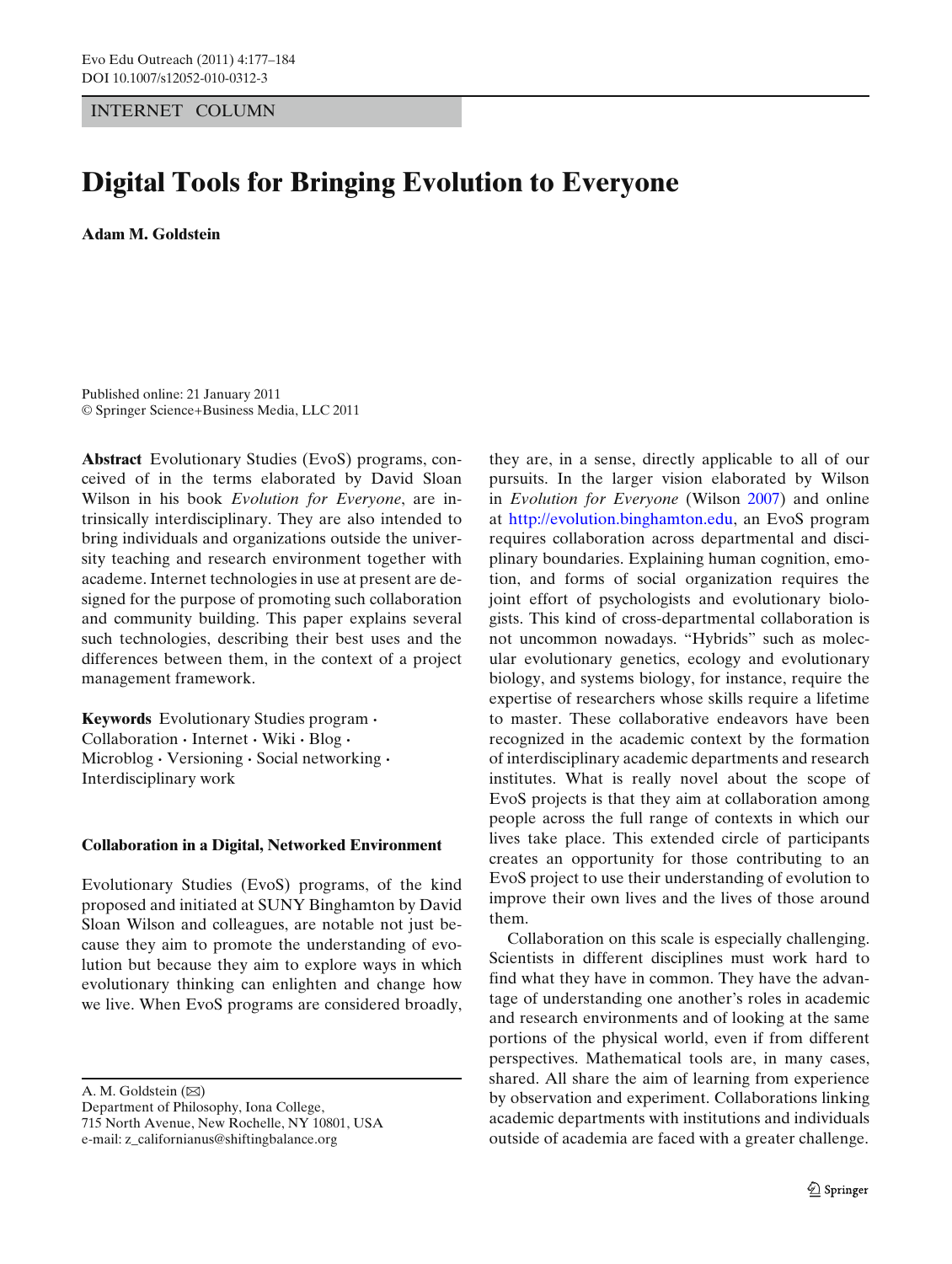INTERNET COLUMN

# Digital Tools for Bringing Evolution to Everyone

**Adam M. Goldstein**

Published online: 21 January 2011
© Springer Science+Business Media, LLC 2011

**Abstract** Evolutionary Studies (EvoS) programs, conceived of in the terms elaborated by David Sloan Wilson in his book *Evolution for Everyone*, are intrinsically interdisciplinary. They are also intended to bring individuals and organizations outside the university teaching and research environment together with academe. Internet technologies in use at present are designed for the purpose of promoting such collaboration and community building. This paper explains several such technologies, describing their best uses and the differences between them, in the context of a project management framework.

**Keywords** Evolutionary Studies program · Collaboration · Internet · Wiki · Blog · Microblog · Versioning · Social networking · Interdisciplinary work

A. M. Goldstein (✉)
Department of Philosophy, Iona College,
715 North Avenue, New Rochelle, NY 10801, USA
e-mail: z_californianus@shiftingbalance.org

## Collaboration in a Digital, Networked Environment

Evolutionary Studies (EvoS) programs, of the kind proposed and initiated at SUNY Binghamton by David Sloan Wilson and colleagues, are notable not just because they aim to promote the understanding of evolution but because they aim to explore ways in which evolutionary thinking can enlighten and change how we live. When EvoS programs are considered broadly, they are, in a sense, directly applicable to all of our pursuits. In the larger vision elaborated by Wilson in *Evolution for Everyone* (Wilson 2007) and online at http://evolution.binghamton.edu, an EvoS program requires collaboration across departmental and disciplinary boundaries. Explaining human cognition, emotion, and forms of social organization requires the joint effort of psychologists and evolutionary biologists. This kind of cross-departmental collaboration is not uncommon nowadays. "Hybrids" such as molecular evolutionary genetics, ecology and evolutionary biology, and systems biology, for instance, require the expertise of researchers whose skills require a lifetime to master. These collaborative endeavors have been recognized in the academic context by the formation of interdisciplinary academic departments and research institutes. What is really novel about the scope of EvoS projects is that they aim at collaboration among people across the full range of contexts in which our lives take place. This extended circle of participants creates an opportunity for those contributing to an EvoS project to use their understanding of evolution to improve their own lives and the lives of those around them.

Collaboration on this scale is especially challenging. Scientists in different disciplines must work hard to find what they have in common. They have the advantage of understanding one another's roles in academic and research environments and of looking at the same portions of the physical world, even if from different perspectives. Mathematical tools are, in many cases, shared. All share the aim of learning from experience by observation and experiment. Collaborations linking academic departments with institutions and individuals outside of academia are faced with a greater challenge.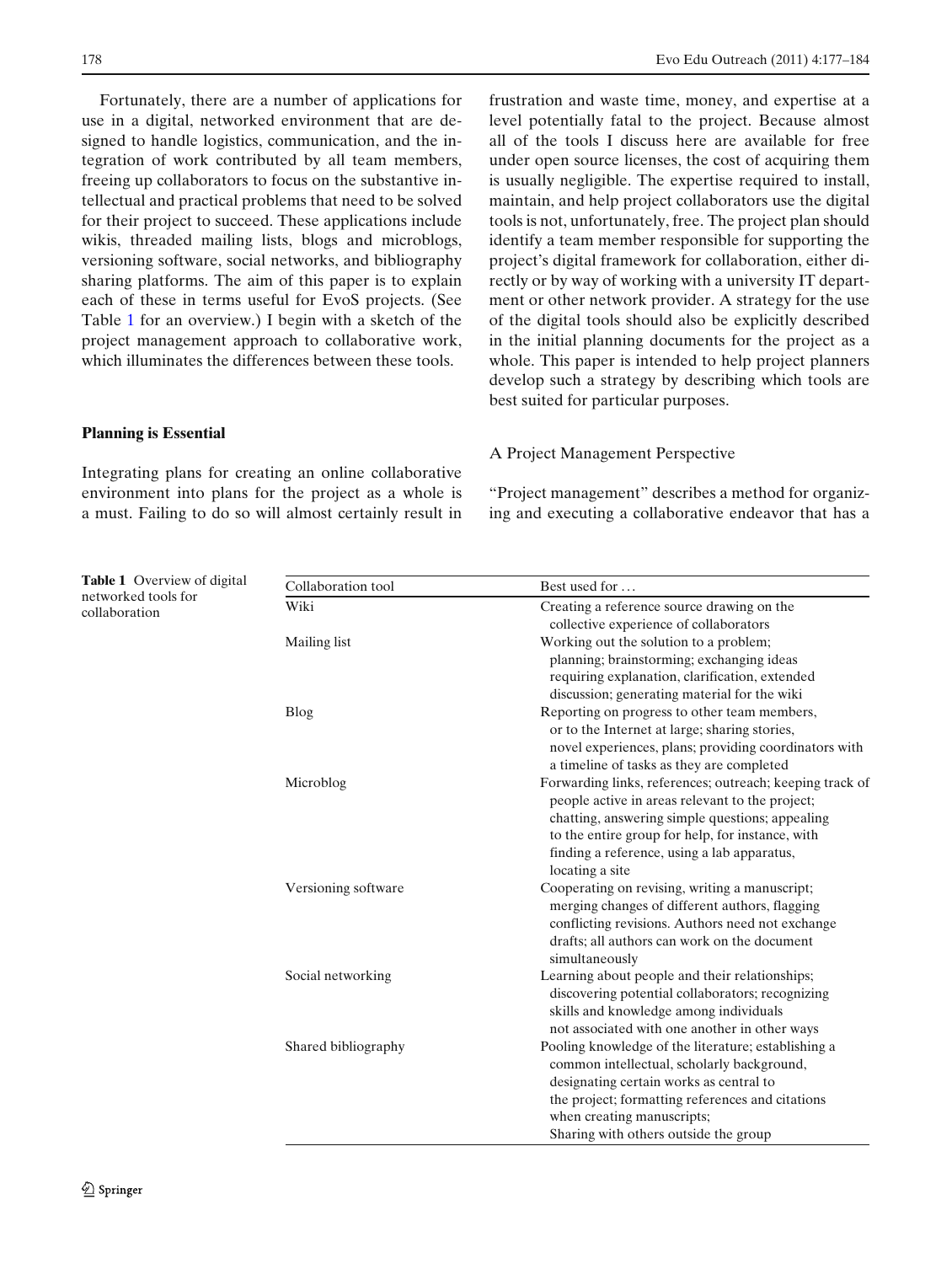Fortunately, there are a number of applications for use in a digital, networked environment that are designed to handle logistics, communication, and the integration of work contributed by all team members, freeing up collaborators to focus on the substantive intellectual and practical problems that need to be solved for their project to succeed. These applications include wikis, threaded mailing lists, blogs and microblogs, versioning software, social networks, and bibliography sharing platforms. The aim of this paper is to explain each of these in terms useful for EvoS projects. (See Table 1 for an overview.) I begin with a sketch of the project management approach to collaborative work, which illuminates the differences between these tools.

## Planning is Essential

Integrating plans for creating an online collaborative environment into plans for the project as a whole is a must. Failing to do so will almost certainly result in frustration and waste time, money, and expertise at a level potentially fatal to the project. Because almost all of the tools I discuss here are available for free under open source licenses, the cost of acquiring them is usually negligible. The expertise required to install, maintain, and help project collaborators use the digital tools is not, unfortunately, free. The project plan should identify a team member responsible for supporting the project's digital framework for collaboration, either directly or by way of working with a university IT department or other network provider. A strategy for the use of the digital tools should also be explicitly described in the initial planning documents for the project as a whole. This paper is intended to help project planners develop such a strategy by describing which tools are best suited for particular purposes.

### A Project Management Perspective

"Project management" describes a method for organizing and executing a collaborative endeavor that has a

**Table 1** Overview of digital networked tools for collaboration

| Collaboration tool | Best used for … |
|---|---|
| Wiki | Creating a reference source drawing on the collective experience of collaborators |
| Mailing list | Working out the solution to a problem; planning; brainstorming; exchanging ideas requiring explanation, clarification, extended discussion; generating material for the wiki |
| Blog | Reporting on progress to other team members, or to the Internet at large; sharing stories, novel experiences, plans; providing coordinators with a timeline of tasks as they are completed |
| Microblog | Forwarding links, references; outreach; keeping track of people active in areas relevant to the project; chatting, answering simple questions; appealing to the entire group for help, for instance, with finding a reference, using a lab apparatus, locating a site |
| Versioning software | Cooperating on revising, writing a manuscript; merging changes of different authors, flagging conflicting revisions. Authors need not exchange drafts; all authors can work on the document simultaneously |
| Social networking | Learning about people and their relationships; discovering potential collaborators; recognizing skills and knowledge among individuals not associated with one another in other ways |
| Shared bibliography | Pooling knowledge of the literature; establishing a common intellectual, scholarly background, designating certain works as central to the project; formatting references and citations when creating manuscripts; Sharing with others outside the group |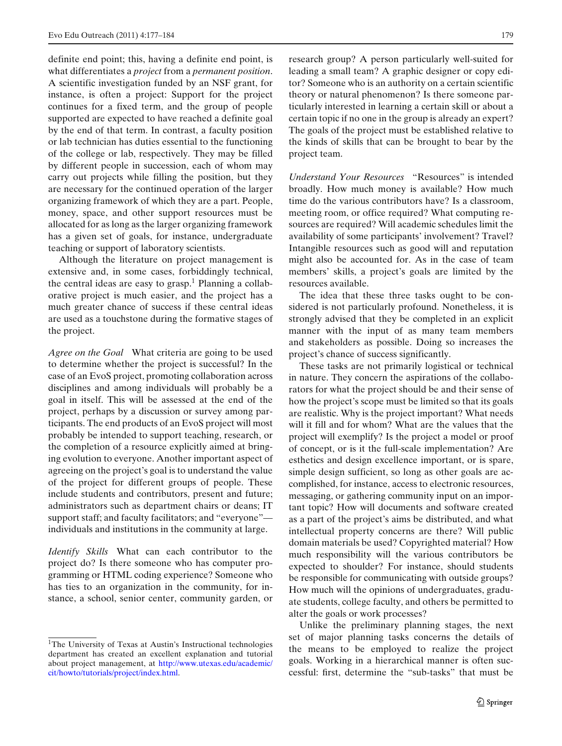definite end point; this, having a definite end point, is what differentiates a *project* from a *permanent position*. A scientific investigation funded by an NSF grant, for instance, is often a project: Support for the project continues for a fixed term, and the group of people supported are expected to have reached a definite goal by the end of that term. In contrast, a faculty position or lab technician has duties essential to the functioning of the college or lab, respectively. They may be filled by different people in succession, each of whom may carry out projects while filling the position, but they are necessary for the continued operation of the larger organizing framework of which they are a part. People, money, space, and other support resources must be allocated for as long as the larger organizing framework has a given set of goals, for instance, undergraduate teaching or support of laboratory scientists.

Although the literature on project management is extensive and, in some cases, forbiddingly technical, the central ideas are easy to grasp.[1] Planning a collaborative project is much easier, and the project has a much greater chance of success if these central ideas are used as a touchstone during the formative stages of the project.

*Agree on the Goal* What criteria are going to be used to determine whether the project is successful? In the case of an EvoS project, promoting collaboration across disciplines and among individuals will probably be a goal in itself. This will be assessed at the end of the project, perhaps by a discussion or survey among participants. The end products of an EvoS project will most probably be intended to support teaching, research, or the completion of a resource explicitly aimed at bringing evolution to everyone. Another important aspect of agreeing on the project's goal is to understand the value of the project for different groups of people. These include students and contributors, present and future; administrators such as department chairs or deans; IT support staff; and faculty facilitators; and "everyone"—individuals and institutions in the community at large.

*Identify Skills* What can each contributor to the project do? Is there someone who has computer programming or HTML coding experience? Someone who has ties to an organization in the community, for instance, a school, senior center, community garden, or research group? A person particularly well-suited for leading a small team? A graphic designer or copy editor? Someone who is an authority on a certain scientific theory or natural phenomenon? Is there someone particularly interested in learning a certain skill or about a certain topic if no one in the group is already an expert? The goals of the project must be established relative to the kinds of skills that can be brought to bear by the project team.

*Understand Your Resources* "Resources" is intended broadly. How much money is available? How much time do the various contributors have? Is a classroom, meeting room, or office required? What computing resources are required? Will academic schedules limit the availability of some participants' involvement? Travel? Intangible resources such as good will and reputation might also be accounted for. As in the case of team members' skills, a project's goals are limited by the resources available.

The idea that these three tasks ought to be considered is not particularly profound. Nonetheless, it is strongly advised that they be completed in an explicit manner with the input of as many team members and stakeholders as possible. Doing so increases the project's chance of success significantly.

These tasks are not primarily logistical or technical in nature. They concern the aspirations of the collaborators for what the project should be and their sense of how the project's scope must be limited so that its goals are realistic. Why is the project important? What needs will it fill and for whom? What are the values that the project will exemplify? Is the project a model or proof of concept, or is it the full-scale implementation? Are esthetics and design excellence important, or is spare, simple design sufficient, so long as other goals are accomplished, for instance, access to electronic resources, messaging, or gathering community input on an important topic? How will documents and software created as a part of the project's aims be distributed, and what intellectual property concerns are there? Will public domain materials be used? Copyrighted material? How much responsibility will the various contributors be expected to shoulder? For instance, should students be responsible for communicating with outside groups? How much will the opinions of undergraduates, graduate students, college faculty, and others be permitted to alter the goals or work processes?

Unlike the preliminary planning stages, the next set of major planning tasks concerns the details of the means to be employed to realize the project goals. Working in a hierarchical manner is often successful: first, determine the "sub-tasks" that must be

[1] The University of Texas at Austin's Instructional technologies department has created an excellent explanation and tutorial about project management, at http://www.utexas.edu/academic/cit/howto/tutorials/project/index.html.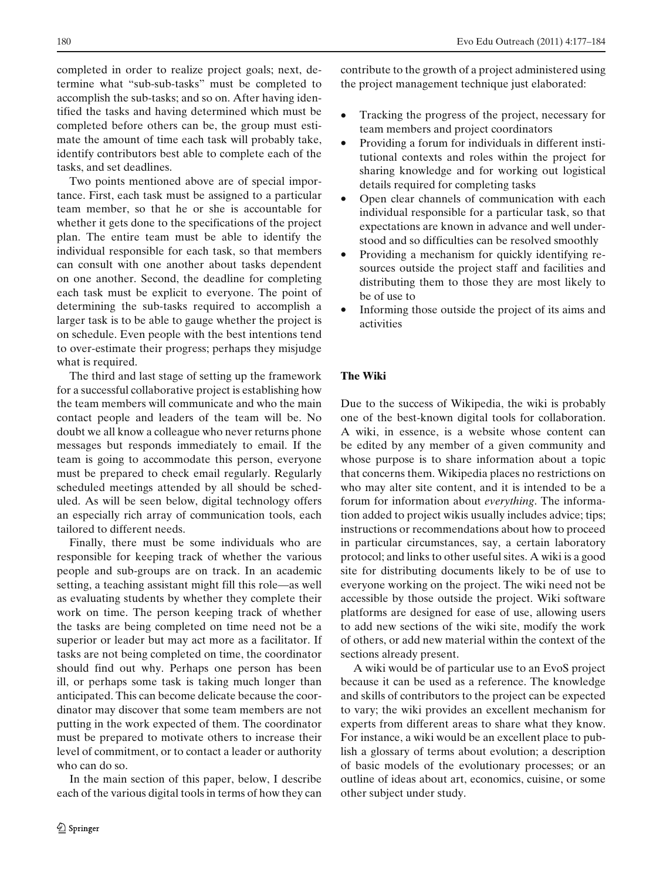completed in order to realize project goals; next, determine what "sub-sub-tasks" must be completed to accomplish the sub-tasks; and so on. After having identified the tasks and having determined which must be completed before others can be, the group must estimate the amount of time each task will probably take, identify contributors best able to complete each of the tasks, and set deadlines.

Two points mentioned above are of special importance. First, each task must be assigned to a particular team member, so that he or she is accountable for whether it gets done to the specifications of the project plan. The entire team must be able to identify the individual responsible for each task, so that members can consult with one another about tasks dependent on one another. Second, the deadline for completing each task must be explicit to everyone. The point of determining the sub-tasks required to accomplish a larger task is to be able to gauge whether the project is on schedule. Even people with the best intentions tend to over-estimate their progress; perhaps they misjudge what is required.

The third and last stage of setting up the framework for a successful collaborative project is establishing how the team members will communicate and who the main contact people and leaders of the team will be. No doubt we all know a colleague who never returns phone messages but responds immediately to email. If the team is going to accommodate this person, everyone must be prepared to check email regularly. Regularly scheduled meetings attended by all should be scheduled. As will be seen below, digital technology offers an especially rich array of communication tools, each tailored to different needs.

Finally, there must be some individuals who are responsible for keeping track of whether the various people and sub-groups are on track. In an academic setting, a teaching assistant might fill this role—as well as evaluating students by whether they complete their work on time. The person keeping track of whether the tasks are being completed on time need not be a superior or leader but may act more as a facilitator. If tasks are not being completed on time, the coordinator should find out why. Perhaps one person has been ill, or perhaps some task is taking much longer than anticipated. This can become delicate because the coordinator may discover that some team members are not putting in the work expected of them. The coordinator must be prepared to motivate others to increase their level of commitment, or to contact a leader or authority who can do so.

In the main section of this paper, below, I describe each of the various digital tools in terms of how they can contribute to the growth of a project administered using the project management technique just elaborated:

- Tracking the progress of the project, necessary for team members and project coordinators
- Providing a forum for individuals in different institutional contexts and roles within the project for sharing knowledge and for working out logistical details required for completing tasks
- Open clear channels of communication with each individual responsible for a particular task, so that expectations are known in advance and well understood and so difficulties can be resolved smoothly
- Providing a mechanism for quickly identifying resources outside the project staff and facilities and distributing them to those they are most likely to be of use to
- Informing those outside the project of its aims and activities

## The Wiki

Due to the success of Wikipedia, the wiki is probably one of the best-known digital tools for collaboration. A wiki, in essence, is a website whose content can be edited by any member of a given community and whose purpose is to share information about a topic that concerns them. Wikipedia places no restrictions on who may alter site content, and it is intended to be a forum for information about *everything*. The information added to project wikis usually includes advice; tips; instructions or recommendations about how to proceed in particular circumstances, say, a certain laboratory protocol; and links to other useful sites. A wiki is a good site for distributing documents likely to be of use to everyone working on the project. The wiki need not be accessible by those outside the project. Wiki software platforms are designed for ease of use, allowing users to add new sections of the wiki site, modify the work of others, or add new material within the context of the sections already present.

A wiki would be of particular use to an EvoS project because it can be used as a reference. The knowledge and skills of contributors to the project can be expected to vary; the wiki provides an excellent mechanism for experts from different areas to share what they know. For instance, a wiki would be an excellent place to publish a glossary of terms about evolution; a description of basic models of the evolutionary processes; or an outline of ideas about art, economics, cuisine, or some other subject under study.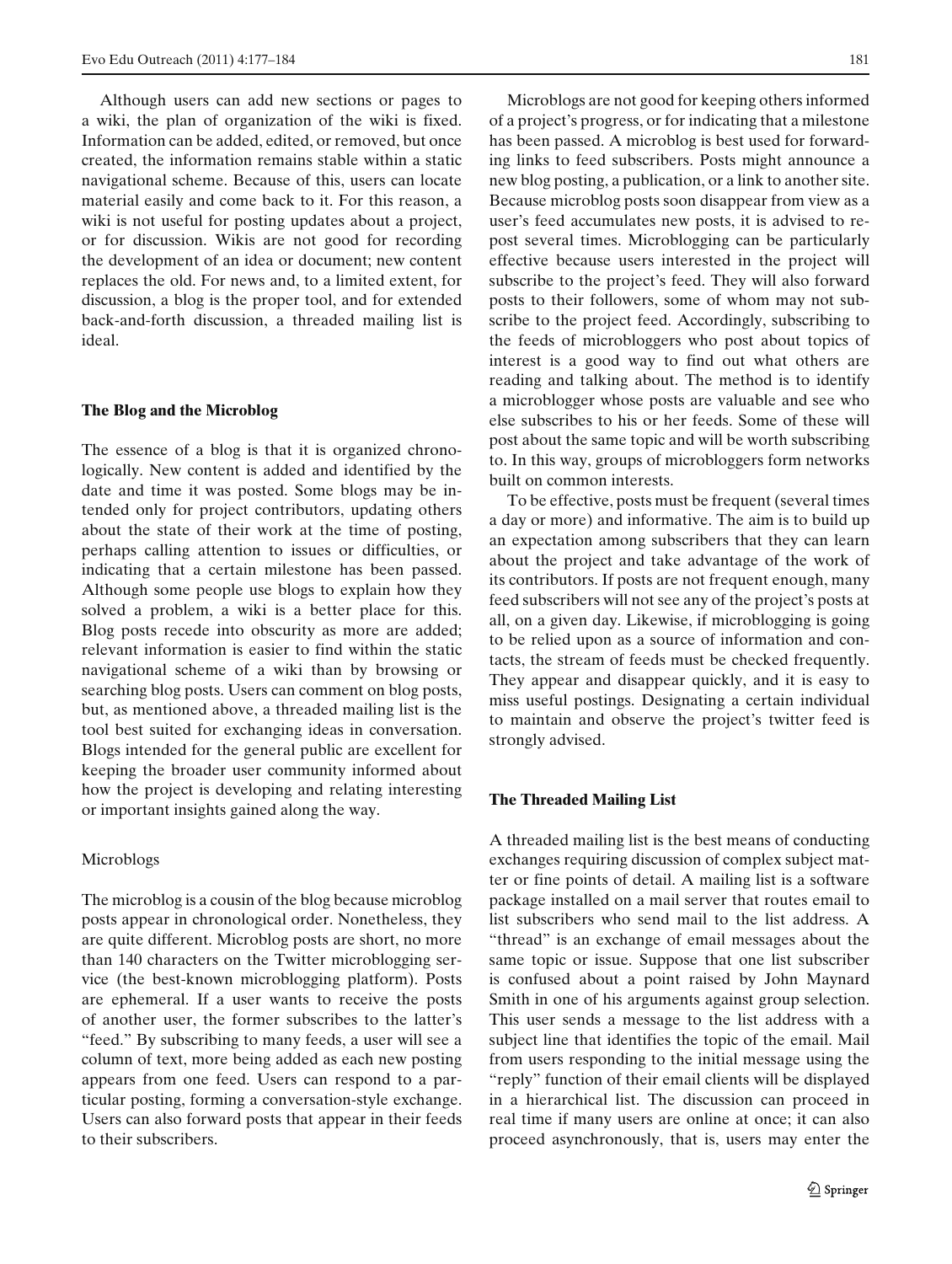Although users can add new sections or pages to a wiki, the plan of organization of the wiki is fixed. Information can be added, edited, or removed, but once created, the information remains stable within a static navigational scheme. Because of this, users can locate material easily and come back to it. For this reason, a wiki is not useful for posting updates about a project, or for discussion. Wikis are not good for recording the development of an idea or document; new content replaces the old. For news and, to a limited extent, for discussion, a blog is the proper tool, and for extended back-and-forth discussion, a threaded mailing list is ideal.

## The Blog and the Microblog

The essence of a blog is that it is organized chronologically. New content is added and identified by the date and time it was posted. Some blogs may be intended only for project contributors, updating others about the state of their work at the time of posting, perhaps calling attention to issues or difficulties, or indicating that a certain milestone has been passed. Although some people use blogs to explain how they solved a problem, a wiki is a better place for this. Blog posts recede into obscurity as more are added; relevant information is easier to find within the static navigational scheme of a wiki than by browsing or searching blog posts. Users can comment on blog posts, but, as mentioned above, a threaded mailing list is the tool best suited for exchanging ideas in conversation. Blogs intended for the general public are excellent for keeping the broader user community informed about how the project is developing and relating interesting or important insights gained along the way.

### Microblogs

The microblog is a cousin of the blog because microblog posts appear in chronological order. Nonetheless, they are quite different. Microblog posts are short, no more than 140 characters on the Twitter microblogging service (the best-known microblogging platform). Posts are ephemeral. If a user wants to receive the posts of another user, the former subscribes to the latter's "feed." By subscribing to many feeds, a user will see a column of text, more being added as each new posting appears from one feed. Users can respond to a particular posting, forming a conversation-style exchange. Users can also forward posts that appear in their feeds to their subscribers.

Microblogs are not good for keeping others informed of a project's progress, or for indicating that a milestone has been passed. A microblog is best used for forwarding links to feed subscribers. Posts might announce a new blog posting, a publication, or a link to another site. Because microblog posts soon disappear from view as a user's feed accumulates new posts, it is advised to repost several times. Microblogging can be particularly effective because users interested in the project will subscribe to the project's feed. They will also forward posts to their followers, some of whom may not subscribe to the project feed. Accordingly, subscribing to the feeds of microbloggers who post about topics of interest is a good way to find out what others are reading and talking about. The method is to identify a microblogger whose posts are valuable and see who else subscribes to his or her feeds. Some of these will post about the same topic and will be worth subscribing to. In this way, groups of microbloggers form networks built on common interests.

To be effective, posts must be frequent (several times a day or more) and informative. The aim is to build up an expectation among subscribers that they can learn about the project and take advantage of the work of its contributors. If posts are not frequent enough, many feed subscribers will not see any of the project's posts at all, on a given day. Likewise, if microblogging is going to be relied upon as a source of information and contacts, the stream of feeds must be checked frequently. They appear and disappear quickly, and it is easy to miss useful postings. Designating a certain individual to maintain and observe the project's twitter feed is strongly advised.

## The Threaded Mailing List

A threaded mailing list is the best means of conducting exchanges requiring discussion of complex subject matter or fine points of detail. A mailing list is a software package installed on a mail server that routes email to list subscribers who send mail to the list address. A "thread" is an exchange of email messages about the same topic or issue. Suppose that one list subscriber is confused about a point raised by John Maynard Smith in one of his arguments against group selection. This user sends a message to the list address with a subject line that identifies the topic of the email. Mail from users responding to the initial message using the "reply" function of their email clients will be displayed in a hierarchical list. The discussion can proceed in real time if many users are online at once; it can also proceed asynchronously, that is, users may enter the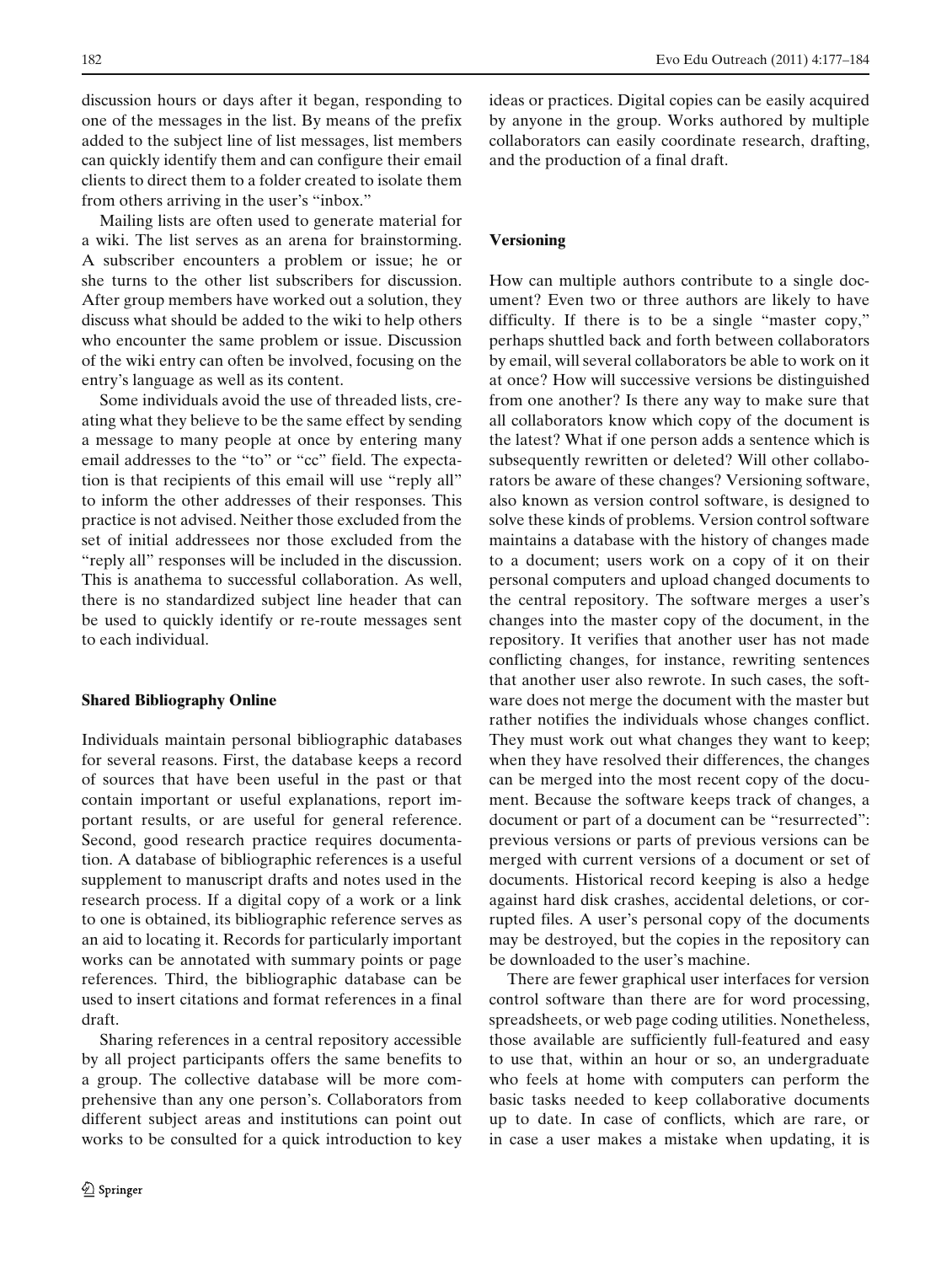discussion hours or days after it began, responding to one of the messages in the list. By means of the prefix added to the subject line of list messages, list members can quickly identify them and can configure their email clients to direct them to a folder created to isolate them from others arriving in the user's "inbox."

Mailing lists are often used to generate material for a wiki. The list serves as an arena for brainstorming. A subscriber encounters a problem or issue; he or she turns to the other list subscribers for discussion. After group members have worked out a solution, they discuss what should be added to the wiki to help others who encounter the same problem or issue. Discussion of the wiki entry can often be involved, focusing on the entry's language as well as its content.

Some individuals avoid the use of threaded lists, creating what they believe to be the same effect by sending a message to many people at once by entering many email addresses to the "to" or "cc" field. The expectation is that recipients of this email will use "reply all" to inform the other addresses of their responses. This practice is not advised. Neither those excluded from the set of initial addressees nor those excluded from the "reply all" responses will be included in the discussion. This is anathema to successful collaboration. As well, there is no standardized subject line header that can be used to quickly identify or re-route messages sent to each individual.

### Shared Bibliography Online

Individuals maintain personal bibliographic databases for several reasons. First, the database keeps a record of sources that have been useful in the past or that contain important or useful explanations, report important results, or are useful for general reference. Second, good research practice requires documentation. A database of bibliographic references is a useful supplement to manuscript drafts and notes used in the research process. If a digital copy of a work or a link to one is obtained, its bibliographic reference serves as an aid to locating it. Records for particularly important works can be annotated with summary points or page references. Third, the bibliographic database can be used to insert citations and format references in a final draft.

Sharing references in a central repository accessible by all project participants offers the same benefits to a group. The collective database will be more comprehensive than any one person's. Collaborators from different subject areas and institutions can point out works to be consulted for a quick introduction to key ideas or practices. Digital copies can be easily acquired by anyone in the group. Works authored by multiple collaborators can easily coordinate research, drafting, and the production of a final draft.

### Versioning

How can multiple authors contribute to a single document? Even two or three authors are likely to have difficulty. If there is to be a single "master copy," perhaps shuttled back and forth between collaborators by email, will several collaborators be able to work on it at once? How will successive versions be distinguished from one another? Is there any way to make sure that all collaborators know which copy of the document is the latest? What if one person adds a sentence which is subsequently rewritten or deleted? Will other collaborators be aware of these changes? Versioning software, also known as version control software, is designed to solve these kinds of problems. Version control software maintains a database with the history of changes made to a document; users work on a copy of it on their personal computers and upload changed documents to the central repository. The software merges a user's changes into the master copy of the document, in the repository. It verifies that another user has not made conflicting changes, for instance, rewriting sentences that another user also rewrote. In such cases, the software does not merge the document with the master but rather notifies the individuals whose changes conflict. They must work out what changes they want to keep; when they have resolved their differences, the changes can be merged into the most recent copy of the document. Because the software keeps track of changes, a document or part of a document can be "resurrected": previous versions or parts of previous versions can be merged with current versions of a document or set of documents. Historical record keeping is also a hedge against hard disk crashes, accidental deletions, or corrupted files. A user's personal copy of the documents may be destroyed, but the copies in the repository can be downloaded to the user's machine.

There are fewer graphical user interfaces for version control software than there are for word processing, spreadsheets, or web page coding utilities. Nonetheless, those available are sufficiently full-featured and easy to use that, within an hour or so, an undergraduate who feels at home with computers can perform the basic tasks needed to keep collaborative documents up to date. In case of conflicts, which are rare, or in case a user makes a mistake when updating, it is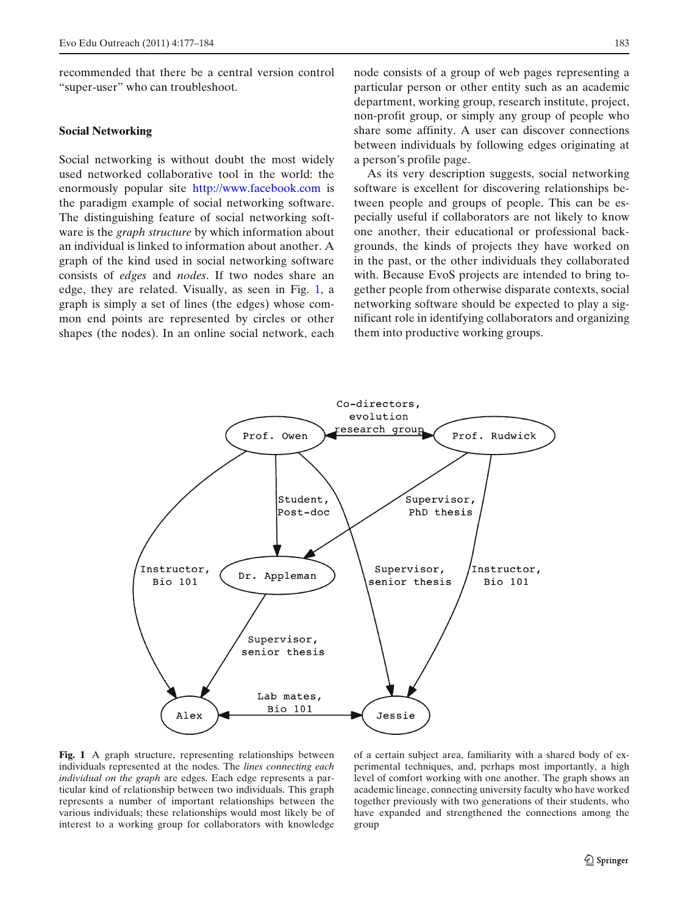recommended that there be a central version control "super-user" who can troubleshoot.

### Social Networking

Social networking is without doubt the most widely used networked collaborative tool in the world: the enormously popular site http://www.facebook.com is the paradigm example of social networking software. The distinguishing feature of social networking software is the *graph structure* by which information about an individual is linked to information about another. A graph of the kind used in social networking software consists of *edges* and *nodes*. If two nodes share an edge, they are related. Visually, as seen in Fig. 1, a graph is simply a set of lines (the edges) whose common end points are represented by circles or other shapes (the nodes). In an online social network, each node consists of a group of web pages representing a particular person or other entity such as an academic department, working group, research institute, project, non-profit group, or simply any group of people who share some affinity. A user can discover connections between individuals by following edges originating at a person's profile page.

As its very description suggests, social networking software is excellent for discovering relationships between people and groups of people. This can be especially useful if collaborators are not likely to know one another, their educational or professional backgrounds, the kinds of projects they have worked on in the past, or the other individuals they collaborated with. Because EvoS projects are intended to bring together people from otherwise disparate contexts, social networking software should be expected to play a significant role in identifying collaborators and organizing them into productive working groups.

Co-directors, evolution research group

Prof. Owen

Prof. Rudwick

Student, Post-doc

Supervisor, PhD thesis

Instructor, Bio 101

Dr. Appleman

Supervisor, senior thesis

Instructor, Bio 101

Supervisor, senior thesis

Lab mates, Bio 101

Alex

Jessie

**Fig. 1** A graph structure, representing relationships between individuals represented at the nodes. The *lines connecting each individual on the graph* are edges. Each edge represents a particular kind of relationship between two individuals. This graph represents a number of important relationships between the various individuals; these relationships would most likely be of interest to a working group for collaborators with knowledge of a certain subject area, familiarity with a shared body of experimental techniques, and, perhaps most importantly, a high level of comfort working with one another. The graph shows an academic lineage, connecting university faculty who have worked together previously with two generations of their students, who have expanded and strengthened the connections among the group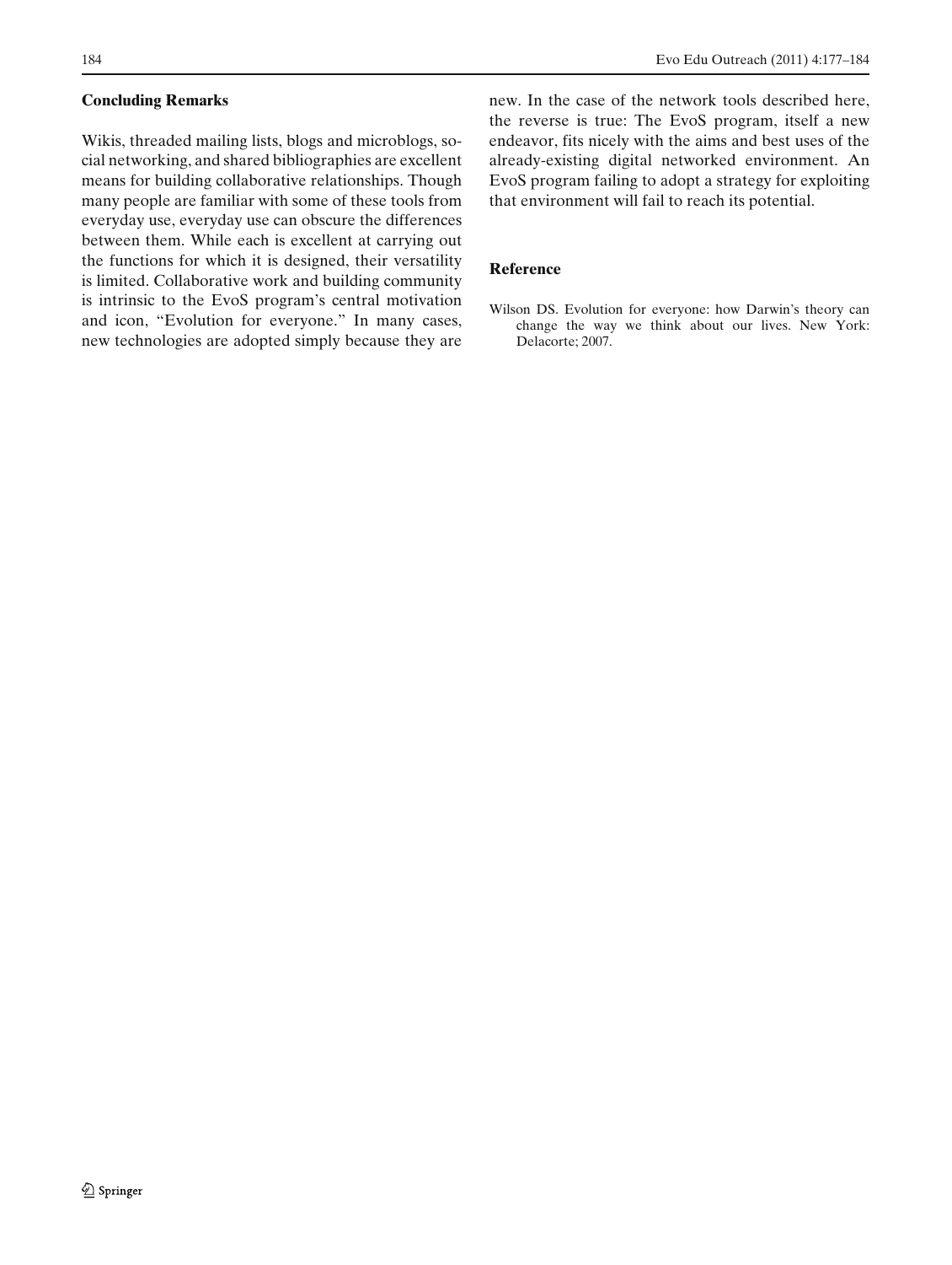## Concluding Remarks

Wikis, threaded mailing lists, blogs and microblogs, social networking, and shared bibliographies are excellent means for building collaborative relationships. Though many people are familiar with some of these tools from everyday use, everyday use can obscure the differences between them. While each is excellent at carrying out the functions for which it is designed, their versatility is limited. Collaborative work and building community is intrinsic to the EvoS program's central motivation and icon, "Evolution for everyone." In many cases, new technologies are adopted simply because they are new. In the case of the network tools described here, the reverse is true: The EvoS program, itself a new endeavor, fits nicely with the aims and best uses of the already-existing digital networked environment. An EvoS program failing to adopt a strategy for exploiting that environment will fail to reach its potential.

## Reference

Wilson DS. Evolution for everyone: how Darwin's theory can change the way we think about our lives. New York: Delacorte; 2007.